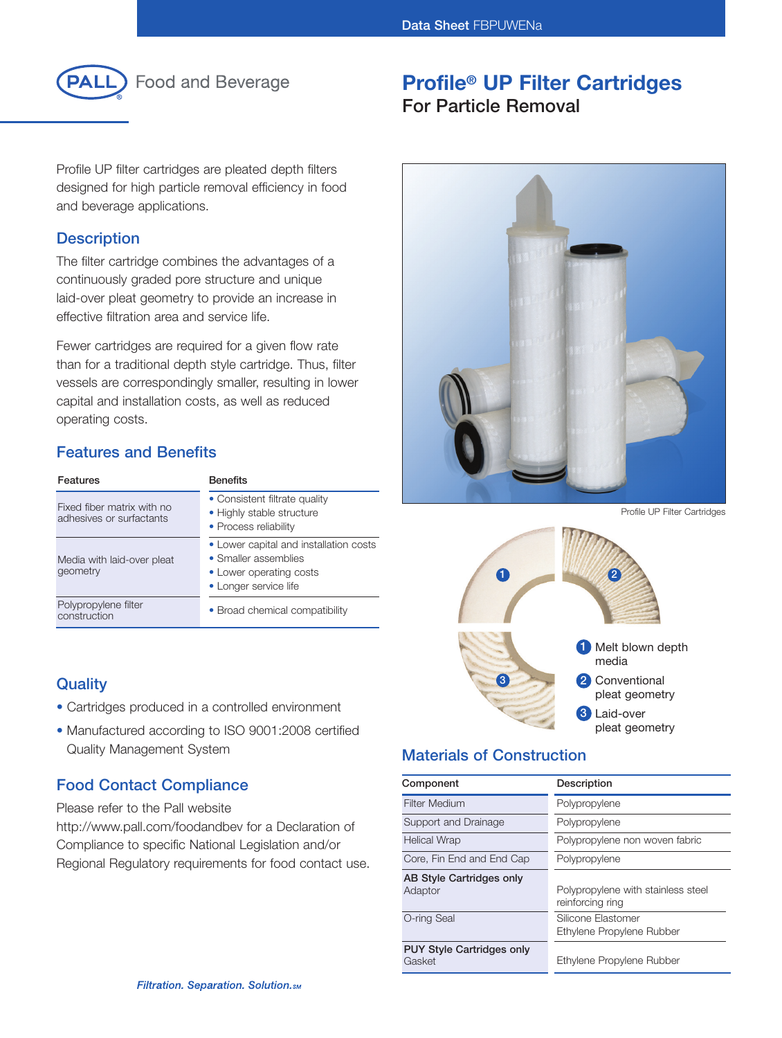Data Sheet FBPUWENa

PALL Food and Beverage

# Profile® UP Filter Cartridges

## For Particle Removal

Profile UP filter cartridges are pleated depth filters designed for high particle removal efficiency in food and beverage applications.

## Description

The filter cartridge combines the advantages of a continuously graded pore structure and unique laid-over pleat geometry to provide an increase in effective filtration area and service life.

Fewer cartridges are required for a given flow rate than for a traditional depth style cartridge. Thus, filter vessels are correspondingly smaller, resulting in lower capital and installation costs, as well as reduced operating costs.

## Features and Benefits

| Features | Benefits |
|---|---|
| Fixed fiber matrix with no adhesives or surfactants | • Consistent filtrate quality<br>• Highly stable structure<br>• Process reliability |
| Media with laid-over pleat geometry | • Lower capital and installation costs<br>• Smaller assemblies<br>• Lower operating costs<br>• Longer service life |
| Polypropylene filter construction | • Broad chemical compatibility |

## Quality

- Cartridges produced in a controlled environment
- Manufactured according to ISO 9001:2008 certified Quality Management System

## Food Contact Compliance

Please refer to the Pall website http://www.pall.com/foodandbev for a Declaration of Compliance to specific National Legislation and/or Regional Regulatory requirements for food contact use.

Profile UP Filter Cartridges

1. Melt blown depth media
2. Conventional pleat geometry
3. Laid-over pleat geometry

## Materials of Construction

| Component | Description |
|---|---|
| Filter Medium | Polypropylene |
| Support and Drainage | Polypropylene |
| Helical Wrap | Polypropylene non woven fabric |
| Core, Fin End and End Cap | Polypropylene |
| **AB Style Cartridges only** Adaptor | Polypropylene with stainless steel reinforcing ring |
| O-ring Seal | Silicone Elastomer<br>Ethylene Propylene Rubber |
| **PUY Style Cartridges only** Gasket | Ethylene Propylene Rubber |

*Filtration. Separation. Solution.SM*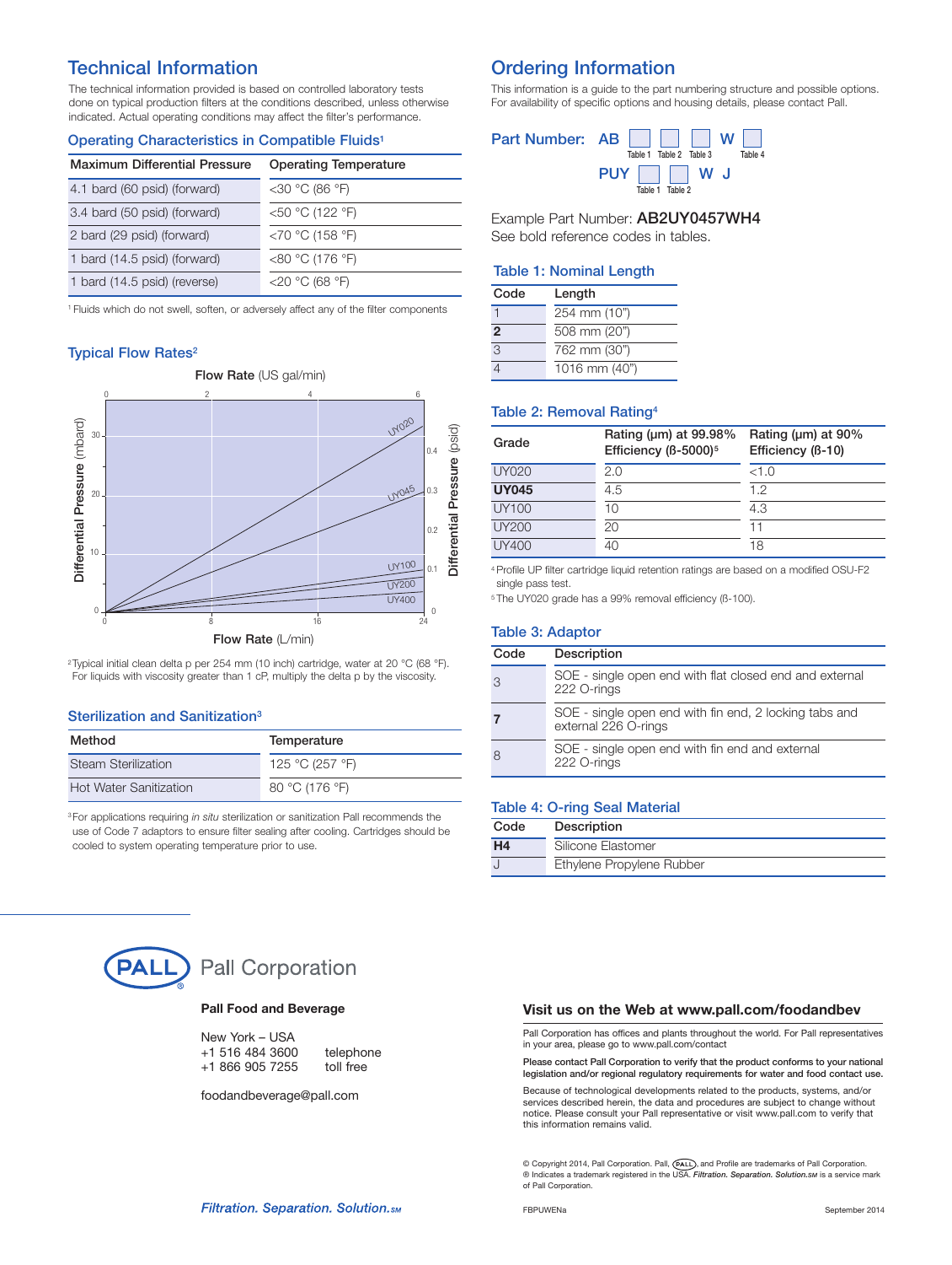## Technical Information

The technical information provided is based on controlled laboratory tests done on typical production filters at the conditions described, unless otherwise indicated. Actual operating conditions may affect the filter's performance.

### Operating Characteristics in Compatible Fluids[1]

| Maximum Differential Pressure | Operating Temperature |
|---|---|
| 4.1 bard (60 psid) (forward) | <30 °C (86 °F) |
| 3.4 bard (50 psid) (forward) | <50 °C (122 °F) |
| 2 bard (29 psid) (forward) | <70 °C (158 °F) |
| 1 bard (14.5 psid) (forward) | <80 °C (176 °F) |
| 1 bard (14.5 psid) (reverse) | <20 °C (68 °F) |

[1] Fluids which do not swell, soften, or adversely affect any of the filter components

### Typical Flow Rates[2]

Flow Rate (US gal/min)
0 2 4 6
Differential Pressure (mbard)
0 10 20 30
Differential Pressure (psid)
0 0.1 0.2 0.3 0.4
UY020
UY045
UY100
UY200
UY400
0 8 16 24
Flow Rate (L/min)

[2] Typical initial clean delta p per 254 mm (10 inch) cartridge, water at 20 °C (68 °F). For liquids with viscosity greater than 1 cP, multiply the delta p by the viscosity.

### Sterilization and Sanitization[3]

| Method | Temperature |
|---|---|
| Steam Sterilization | 125 °C (257 °F) |
| Hot Water Sanitization | 80 °C (176 °F) |

[3] For applications requiring *in situ* sterilization or sanitization Pall recommends the use of Code 7 adaptors to ensure filter sealing after cooling. Cartridges should be cooled to system operating temperature prior to use.

## Ordering Information

This information is a guide to the part numbering structure and possible options. For availability of specific options and housing details, please contact Pall.

**Part Number:** AB [Table 1] [Table 2] [Table 3] W [Table 4]

PUY [Table 1] [Table 2] W J

Example Part Number: **AB2UY0457WH4**
See bold reference codes in tables.

### Table 1: Nominal Length

| Code | Length |
|---|---|
| 1 | 254 mm (10") |
| **2** | 508 mm (20") |
| 3 | 762 mm (30") |
| 4 | 1016 mm (40") |

### Table 2: Removal Rating[4]

| Grade | Rating (µm) at 99.98% Efficiency (ß-5000)[5] | Rating (µm) at 90% Efficiency (ß-10) |
|---|---|---|
| UY020 | 2.0 | <1.0 |
| **UY045** | 4.5 | 1.2 |
| UY100 | 10 | 4.3 |
| UY200 | 20 | 11 |
| UY400 | 40 | 18 |

[4] Profile UP filter cartridge liquid retention ratings are based on a modified OSU-F2 single pass test.

[5] The UY020 grade has a 99% removal efficiency (ß-100).

### Table 3: Adaptor

| Code | Description |
|---|---|
| 3 | SOE - single open end with flat closed end and external 222 O-rings |
| **7** | SOE - single open end with fin end, 2 locking tabs and external 226 O-rings |
| 8 | SOE - single open end with fin end and external 222 O-rings |

### Table 4: O-ring Seal Material

| Code | Description |
|---|---|
| **H4** | Silicone Elastomer |
| J | Ethylene Propylene Rubber |

Pall Corporation

**Pall Food and Beverage**

New York – USA
+1 516 484 3600 telephone
+1 866 905 7255 toll free

foodandbeverage@pall.com

**Visit us on the Web at www.pall.com/foodandbev**

Pall Corporation has offices and plants throughout the world. For Pall representatives in your area, please go to www.pall.com/contact

Please contact Pall Corporation to verify that the product conforms to your national legislation and/or regional regulatory requirements for water and food contact use.

Because of technological developments related to the products, systems, and/or services described herein, the data and procedures are subject to change without notice. Please consult your Pall representative or visit www.pall.com to verify that this information remains valid.

© Copyright 2014, Pall Corporation. Pall, PALL, and Profile are trademarks of Pall Corporation. ® Indicates a trademark registered in the USA. ***Filtration. Separation. Solution.SM*** is a service mark of Pall Corporation.

***Filtration. Separation. Solution.SM***

FBPUWENa

September 2014